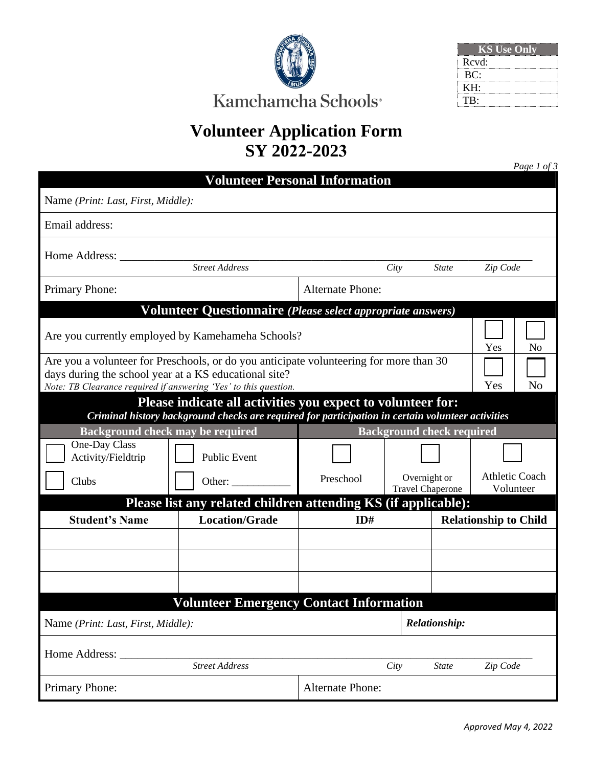Kamehameha Schools®

| KS Use Only |
|---|
| Rcvd: |
| BC: |
| KH: |
| TB: |

# Volunteer Application Form
# SY 2022-2023

## Volunteer Personal Information

Name *(Print: Last, First, Middle):*

Email address:

Home Address: ______________________________________________________________
*Street Address* *City* *State* *Zip Code*

| Primary Phone: | Alternate Phone: |
|---|---|

## Volunteer Questionnaire *(Please select appropriate answers)*

| Question | Yes | No |
|---|---|---|
| Are you currently employed by Kamehameha Schools? | ☐ | ☐ |
| Are you a volunteer for Preschools, or do you anticipate volunteering for more than 30 days during the school year at a KS educational site? *Note: TB Clearance required if answering 'Yes' to this question.* | ☐ | ☐ |

## Please indicate all activities you expect to volunteer for:

***Criminal history background checks are required for participation in certain volunteer activities***

| Background check may be required | | Background check required | | |
|---|---|---|---|---|
| ☐ One-Day Class Activity/Fieldtrip | ☐ Public Event | ☐ Preschool | ☐ Overnight or Travel Chaperone | ☐ Athletic Coach Volunteer |
| ☐ Clubs | ☐ Other: ___________ | | | |

## Please list any related children attending KS (if applicable):

| Student's Name | Location/Grade | ID# | Relationship to Child |
|---|---|---|---|
| | | | |
| | | | |
| | | | |

## Volunteer Emergency Contact Information

| Name *(Print: Last, First, Middle):* | ***Relationship:*** |
|---|---|

Home Address: ______________________________________________________________
*Street Address* *City* *State* *Zip Code*

| Primary Phone: | Alternate Phone: |
|---|---|

*Approved May 4, 2022*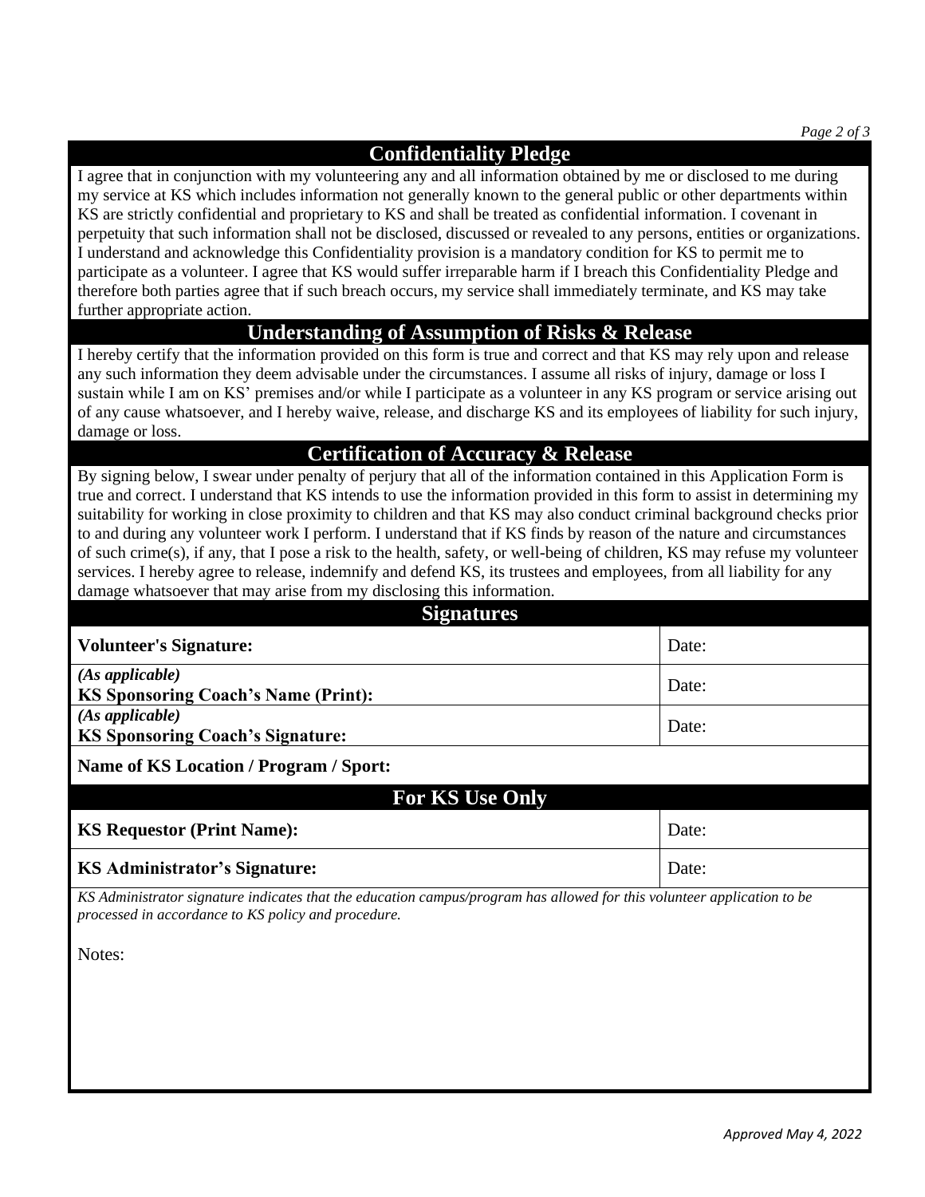## Confidentiality Pledge

I agree that in conjunction with my volunteering any and all information obtained by me or disclosed to me during my service at KS which includes information not generally known to the general public or other departments within KS are strictly confidential and proprietary to KS and shall be treated as confidential information. I covenant in perpetuity that such information shall not be disclosed, discussed or revealed to any persons, entities or organizations. I understand and acknowledge this Confidentiality provision is a mandatory condition for KS to permit me to participate as a volunteer. I agree that KS would suffer irreparable harm if I breach this Confidentiality Pledge and therefore both parties agree that if such breach occurs, my service shall immediately terminate, and KS may take further appropriate action.

## Understanding of Assumption of Risks & Release

I hereby certify that the information provided on this form is true and correct and that KS may rely upon and release any such information they deem advisable under the circumstances. I assume all risks of injury, damage or loss I sustain while I am on KS' premises and/or while I participate as a volunteer in any KS program or service arising out of any cause whatsoever, and I hereby waive, release, and discharge KS and its employees of liability for such injury, damage or loss.

## Certification of Accuracy & Release

By signing below, I swear under penalty of perjury that all of the information contained in this Application Form is true and correct. I understand that KS intends to use the information provided in this form to assist in determining my suitability for working in close proximity to children and that KS may also conduct criminal background checks prior to and during any volunteer work I perform. I understand that if KS finds by reason of the nature and circumstances of such crime(s), if any, that I pose a risk to the health, safety, or well-being of children, KS may refuse my volunteer services. I hereby agree to release, indemnify and defend KS, its trustees and employees, from all liability for any damage whatsoever that may arise from my disclosing this information.

## Signatures

| | |
|---|---|
| **Volunteer's Signature:** | Date: |
| *(As applicable)* **KS Sponsoring Coach's Name (Print):** | Date: |
| *(As applicable)* **KS Sponsoring Coach's Signature:** | Date: |
| **Name of KS Location / Program / Sport:** | |

## For KS Use Only

| | |
|---|---|
| **KS Requestor (Print Name):** | Date: |
| **KS Administrator's Signature:** | Date: |

*KS Administrator signature indicates that the education campus/program has allowed for this volunteer application to be processed in accordance to KS policy and procedure.*

Notes:

*Approved May 4, 2022*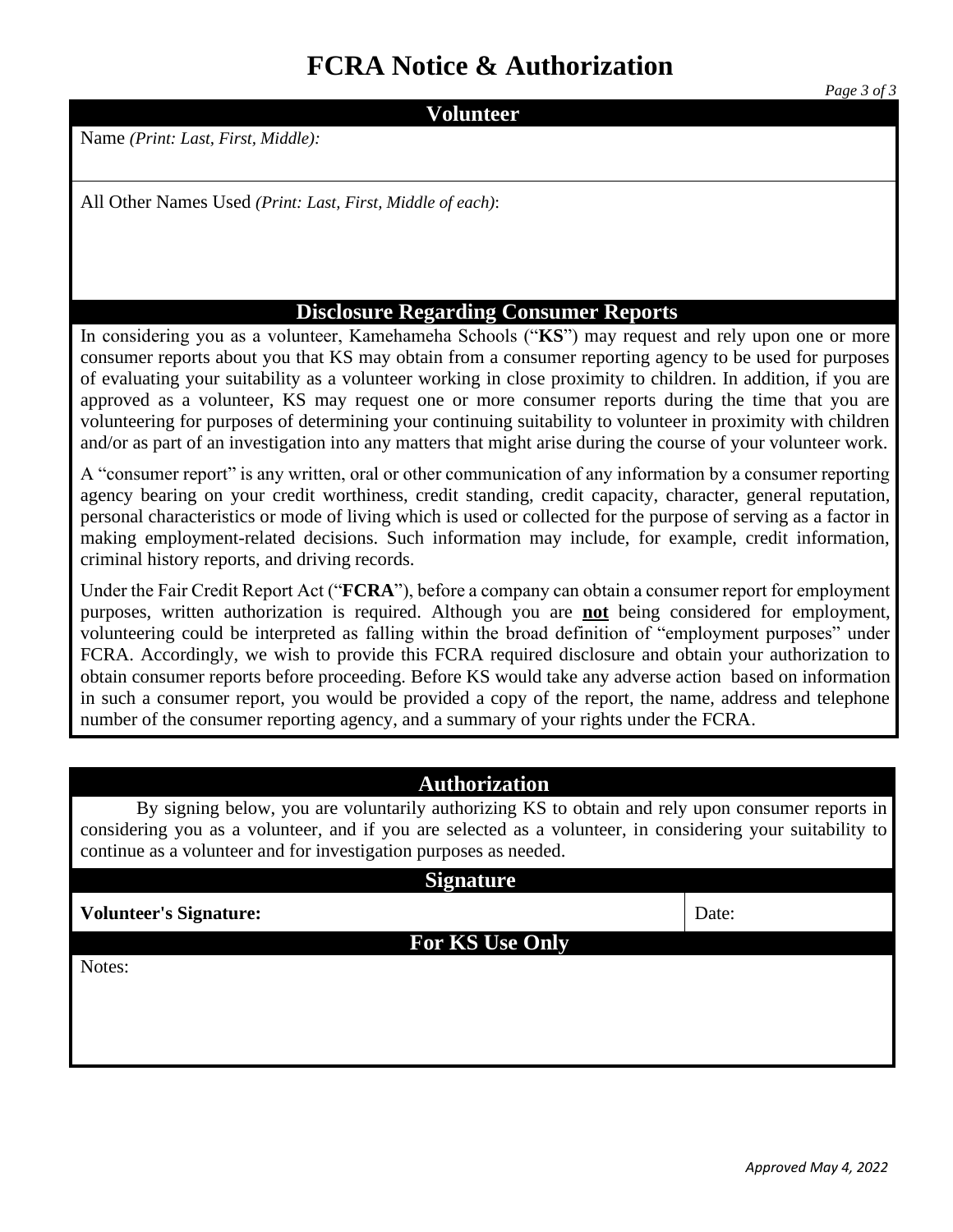# FCRA Notice & Authorization

## Volunteer

Name *(Print: Last, First, Middle):*

All Other Names Used *(Print: Last, First, Middle of each)*:

## Disclosure Regarding Consumer Reports

In considering you as a volunteer, Kamehameha Schools ("**KS**") may request and rely upon one or more consumer reports about you that KS may obtain from a consumer reporting agency to be used for purposes of evaluating your suitability as a volunteer working in close proximity to children. In addition, if you are approved as a volunteer, KS may request one or more consumer reports during the time that you are volunteering for purposes of determining your continuing suitability to volunteer in proximity with children and/or as part of an investigation into any matters that might arise during the course of your volunteer work.

A "consumer report" is any written, oral or other communication of any information by a consumer reporting agency bearing on your credit worthiness, credit standing, credit capacity, character, general reputation, personal characteristics or mode of living which is used or collected for the purpose of serving as a factor in making employment-related decisions. Such information may include, for example, credit information, criminal history reports, and driving records.

Under the Fair Credit Report Act ("**FCRA**"), before a company can obtain a consumer report for employment purposes, written authorization is required. Although you are **not** being considered for employment, volunteering could be interpreted as falling within the broad definition of "employment purposes" under FCRA. Accordingly, we wish to provide this FCRA required disclosure and obtain your authorization to obtain consumer reports before proceeding. Before KS would take any adverse action based on information in such a consumer report, you would be provided a copy of the report, the name, address and telephone number of the consumer reporting agency, and a summary of your rights under the FCRA.

## Authorization

By signing below, you are voluntarily authorizing KS to obtain and rely upon consumer reports in considering you as a volunteer, and if you are selected as a volunteer, in considering your suitability to continue as a volunteer and for investigation purposes as needed.

## Signature

| | |
|---|---|
| **Volunteer's Signature:** | Date: |

## For KS Use Only

Notes:

*Approved May 4, 2022*